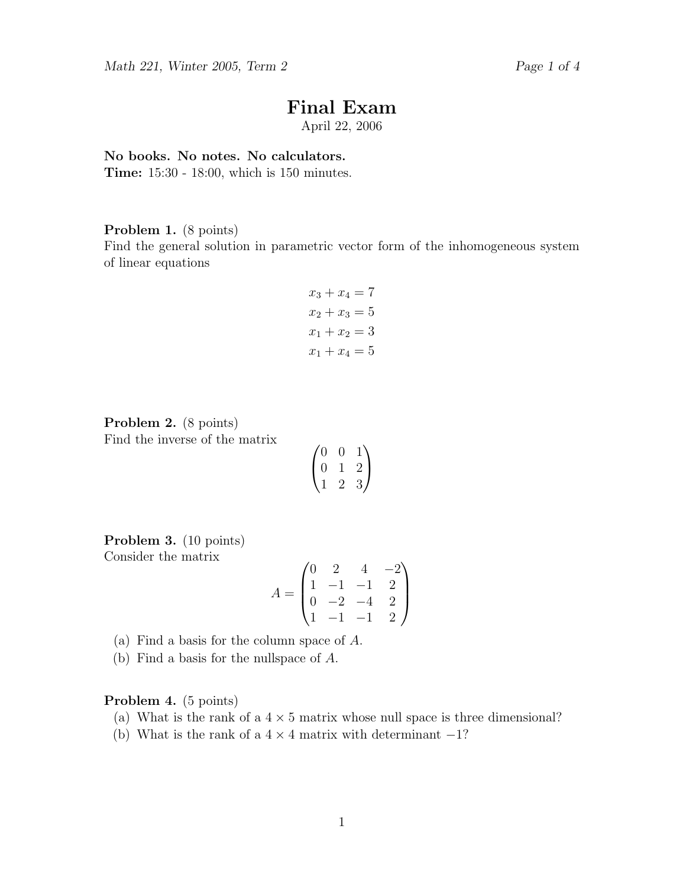# Final Exam

April 22, 2006

**No books. No notes. No calculators.**
**Time:** 15:30 - 18:00, which is 150 minutes.

**Problem 1.** (8 points)
Find the general solution in parametric vector form of the inhomogeneous system of linear equations

$$
\begin{aligned}
x_3 + x_4 &= 7 \\
x_2 + x_3 &= 5 \\
x_1 + x_2 &= 3 \\
x_1 + x_4 &= 5
\end{aligned}
$$

**Problem 2.** (8 points)
Find the inverse of the matrix

$$
\begin{pmatrix} 0 & 0 & 1 \\ 0 & 1 & 2 \\ 1 & 2 & 3 \end{pmatrix}
$$

**Problem 3.** (10 points)
Consider the matrix

$$
A = \begin{pmatrix} 0 & 2 & 4 & -2 \\ 1 & -1 & -1 & 2 \\ 0 & -2 & -4 & 2 \\ 1 & -1 & -1 & 2 \end{pmatrix}
$$

(a) Find a basis for the column space of $A$.
(b) Find a basis for the nullspace of $A$.

**Problem 4.** (5 points)
(a) What is the rank of a $4 \times 5$ matrix whose null space is three dimensional?
(b) What is the rank of a $4 \times 4$ matrix with determinant $-1$?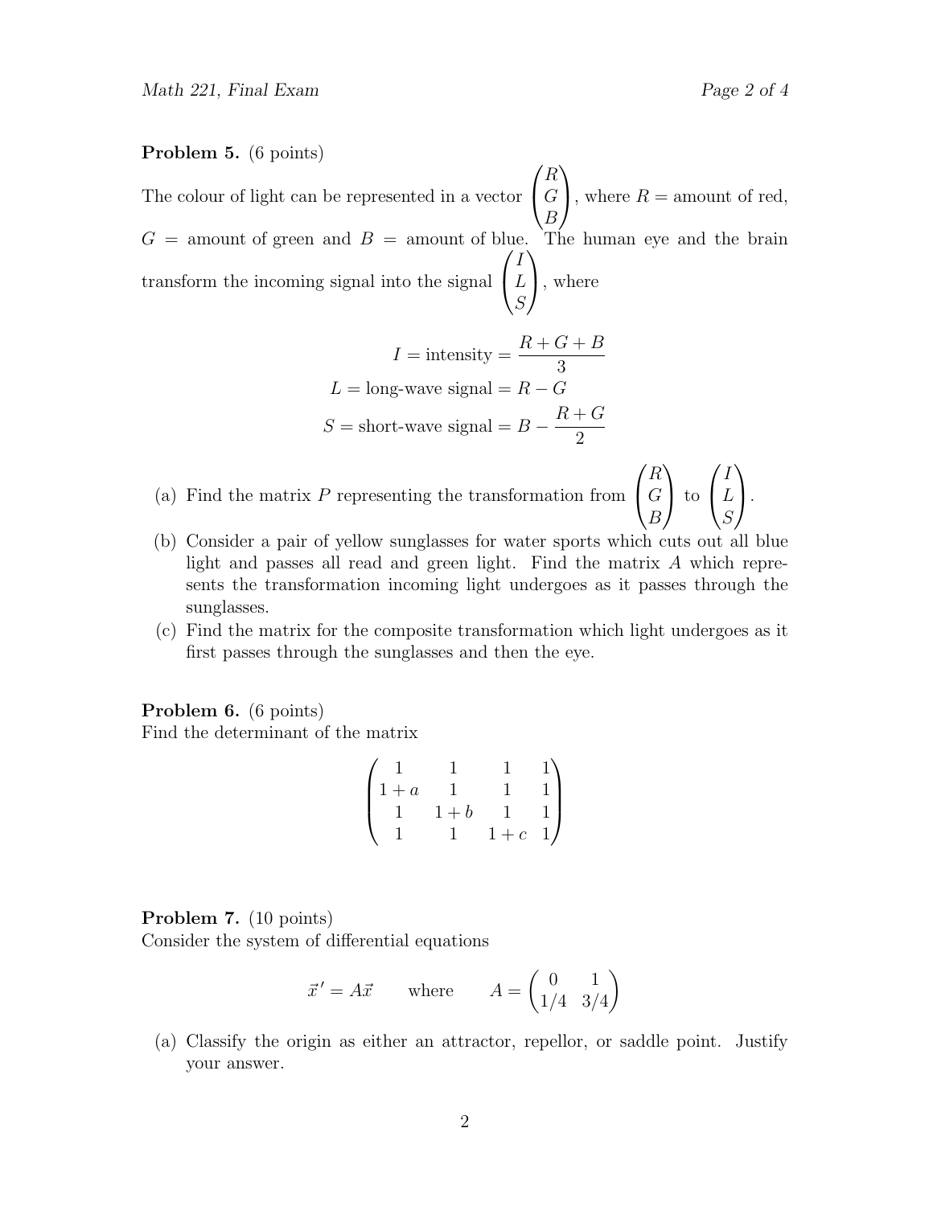**Problem 5.** (6 points)

The colour of light can be represented in a vector $\begin{pmatrix} R \\ G \\ B \end{pmatrix}$, where $R$ = amount of red, $G$ = amount of green and $B$ = amount of blue. The human eye and the brain transform the incoming signal into the signal $\begin{pmatrix} I \\ L \\ S \end{pmatrix}$, where

$$I = \text{intensity} = \frac{R+G+B}{3}$$

$$L = \text{long-wave signal} = R - G$$

$$S = \text{short-wave signal} = B - \frac{R+G}{2}$$

(a) Find the matrix $P$ representing the transformation from $\begin{pmatrix} R \\ G \\ B \end{pmatrix}$ to $\begin{pmatrix} I \\ L \\ S \end{pmatrix}$.

(b) Consider a pair of yellow sunglasses for water sports which cuts out all blue light and passes all read and green light. Find the matrix $A$ which represents the transformation incoming light undergoes as it passes through the sunglasses.

(c) Find the matrix for the composite transformation which light undergoes as it first passes through the sunglasses and then the eye.

**Problem 6.** (6 points)
Find the determinant of the matrix

$$\begin{pmatrix} 1 & 1 & 1 & 1 \\ 1+a & 1 & 1 & 1 \\ 1 & 1+b & 1 & 1 \\ 1 & 1 & 1+c & 1 \end{pmatrix}$$

**Problem 7.** (10 points)
Consider the system of differential equations

$$\vec{x}\,' = A\vec{x} \qquad \text{where} \qquad A = \begin{pmatrix} 0 & 1 \\ 1/4 & 3/4 \end{pmatrix}$$

(a) Classify the origin as either an attractor, repellor, or saddle point. Justify your answer.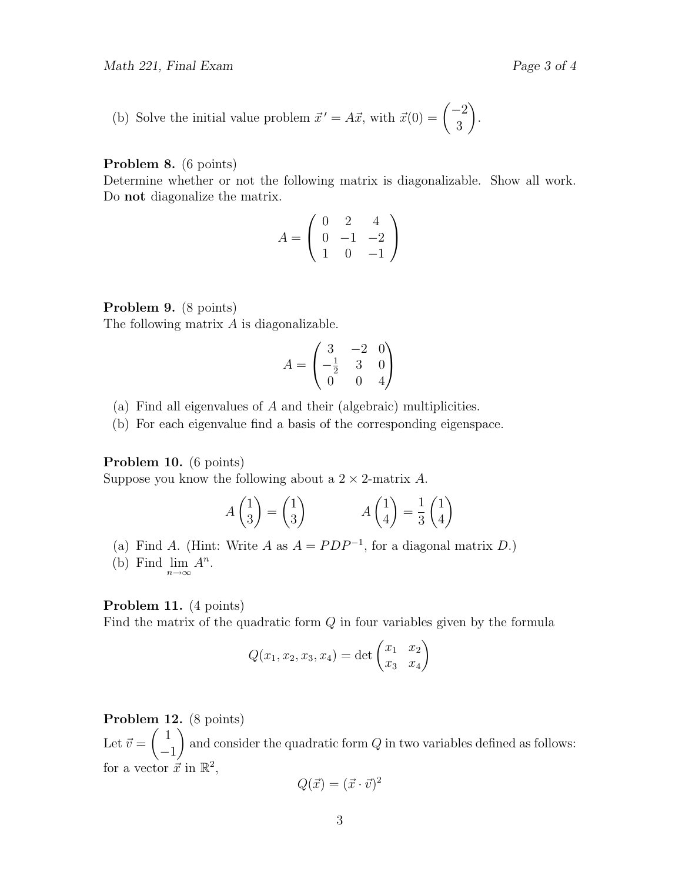(b) Solve the initial value problem $\vec{x}\,' = A\vec{x}$, with $\vec{x}(0) = \begin{pmatrix} -2 \\ 3 \end{pmatrix}$.

**Problem 8.** (6 points)
Determine whether or not the following matrix is diagonalizable. Show all work. Do **not** diagonalize the matrix.

$$A = \begin{pmatrix} 0 & 2 & 4 \\ 0 & -1 & -2 \\ 1 & 0 & -1 \end{pmatrix}$$

**Problem 9.** (8 points)
The following matrix $A$ is diagonalizable.

$$A = \begin{pmatrix} 3 & -2 & 0 \\ -\frac{1}{2} & 3 & 0 \\ 0 & 0 & 4 \end{pmatrix}$$

(a) Find all eigenvalues of $A$ and their (algebraic) multiplicities.
(b) For each eigenvalue find a basis of the corresponding eigenspace.

**Problem 10.** (6 points)
Suppose you know the following about a $2 \times 2$-matrix $A$.

$$A \begin{pmatrix} 1 \\ 3 \end{pmatrix} = \begin{pmatrix} 1 \\ 3 \end{pmatrix} \qquad\qquad A \begin{pmatrix} 1 \\ 4 \end{pmatrix} = \frac{1}{3} \begin{pmatrix} 1 \\ 4 \end{pmatrix}$$

(a) Find $A$. (Hint: Write $A$ as $A = PDP^{-1}$, for a diagonal matrix $D$.)
(b) Find $\lim\limits_{n\to\infty} A^n$.

**Problem 11.** (4 points)
Find the matrix of the quadratic form $Q$ in four variables given by the formula

$$Q(x_1, x_2, x_3, x_4) = \det \begin{pmatrix} x_1 & x_2 \\ x_3 & x_4 \end{pmatrix}$$

**Problem 12.** (8 points)
Let $\vec{v} = \begin{pmatrix} 1 \\ -1 \end{pmatrix}$ and consider the quadratic form $Q$ in two variables defined as follows: for a vector $\vec{x}$ in $\mathbb{R}^2$,

$$Q(\vec{x}) = (\vec{x} \cdot \vec{v})^2$$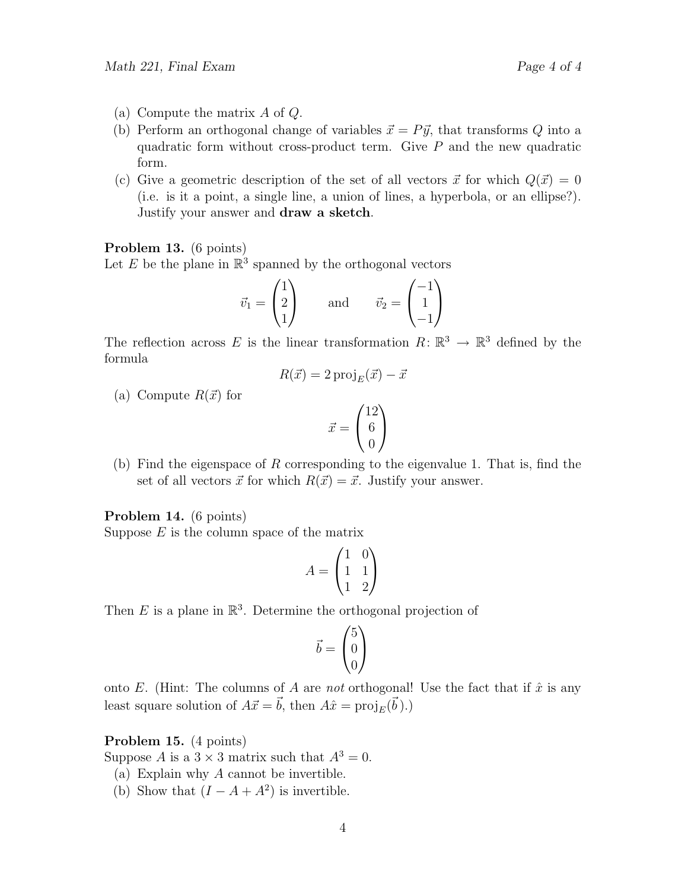(a) Compute the matrix $A$ of $Q$.

(b) Perform an orthogonal change of variables $\vec{x} = P\vec{y}$, that transforms $Q$ into a quadratic form without cross-product term. Give $P$ and the new quadratic form.

(c) Give a geometric description of the set of all vectors $\vec{x}$ for which $Q(\vec{x}) = 0$ (i.e. is it a point, a single line, a union of lines, a hyperbola, or an ellipse?). Justify your answer and **draw a sketch**.

**Problem 13.** (6 points)
Let $E$ be the plane in $\mathbb{R}^3$ spanned by the orthogonal vectors

$$\vec{v}_1 = \begin{pmatrix} 1 \\ 2 \\ 1 \end{pmatrix} \qquad \text{and} \qquad \vec{v}_2 = \begin{pmatrix} -1 \\ 1 \\ -1 \end{pmatrix}$$

The reflection across $E$ is the linear transformation $R\colon \mathbb{R}^3 \to \mathbb{R}^3$ defined by the formula

$$R(\vec{x}) = 2\,\mathrm{proj}_E(\vec{x}) - \vec{x}$$

(a) Compute $R(\vec{x})$ for

$$\vec{x} = \begin{pmatrix} 12 \\ 6 \\ 0 \end{pmatrix}$$

(b) Find the eigenspace of $R$ corresponding to the eigenvalue 1. That is, find the set of all vectors $\vec{x}$ for which $R(\vec{x}) = \vec{x}$. Justify your answer.

**Problem 14.** (6 points)
Suppose $E$ is the column space of the matrix

$$A = \begin{pmatrix} 1 & 0 \\ 1 & 1 \\ 1 & 2 \end{pmatrix}$$

Then $E$ is a plane in $\mathbb{R}^3$. Determine the orthogonal projection of

$$\vec{b} = \begin{pmatrix} 5 \\ 0 \\ 0 \end{pmatrix}$$

onto $E$. (Hint: The columns of $A$ are *not* orthogonal! Use the fact that if $\hat{x}$ is any least square solution of $A\vec{x} = \vec{b}$, then $A\hat{x} = \mathrm{proj}_E(\vec{b})$.)

**Problem 15.** (4 points)
Suppose $A$ is a $3 \times 3$ matrix such that $A^3 = 0$.

(a) Explain why $A$ cannot be invertible.

(b) Show that $(I - A + A^2)$ is invertible.